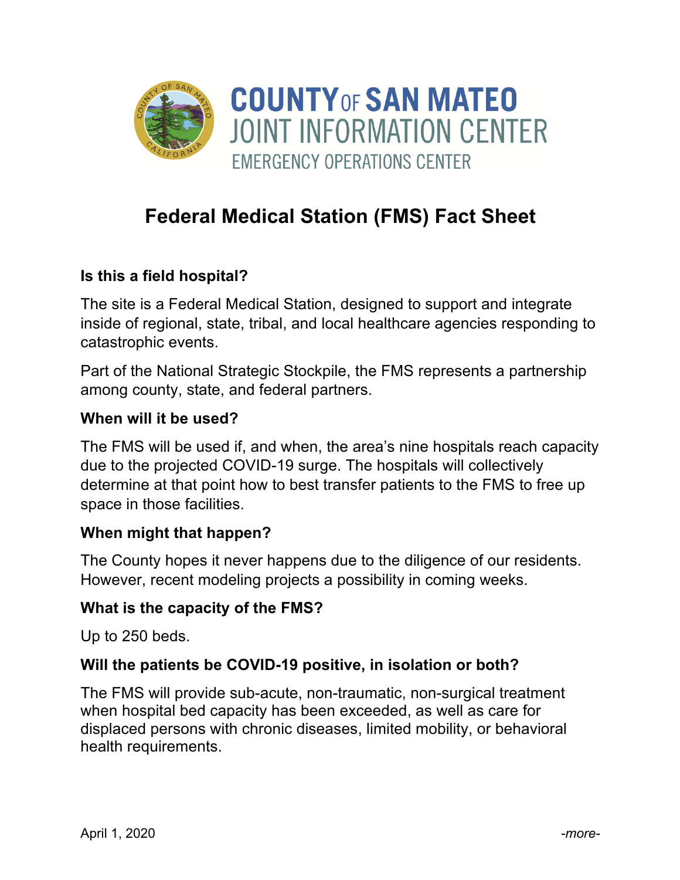# COUNTY OF SAN MATEO
## JOINT INFORMATION CENTER
### EMERGENCY OPERATIONS CENTER

## Federal Medical Station (FMS) Fact Sheet

**Is this a field hospital?**

The site is a Federal Medical Station, designed to support and integrate inside of regional, state, tribal, and local healthcare agencies responding to catastrophic events.

Part of the National Strategic Stockpile, the FMS represents a partnership among county, state, and federal partners.

**When will it be used?**

The FMS will be used if, and when, the area's nine hospitals reach capacity due to the projected COVID-19 surge. The hospitals will collectively determine at that point how to best transfer patients to the FMS to free up space in those facilities.

**When might that happen?**

The County hopes it never happens due to the diligence of our residents. However, recent modeling projects a possibility in coming weeks.

**What is the capacity of the FMS?**

Up to 250 beds.

**Will the patients be COVID-19 positive, in isolation or both?**

The FMS will provide sub-acute, non-traumatic, non-surgical treatment when hospital bed capacity has been exceeded, as well as care for displaced persons with chronic diseases, limited mobility, or behavioral health requirements.

April 1, 2020 *-more-*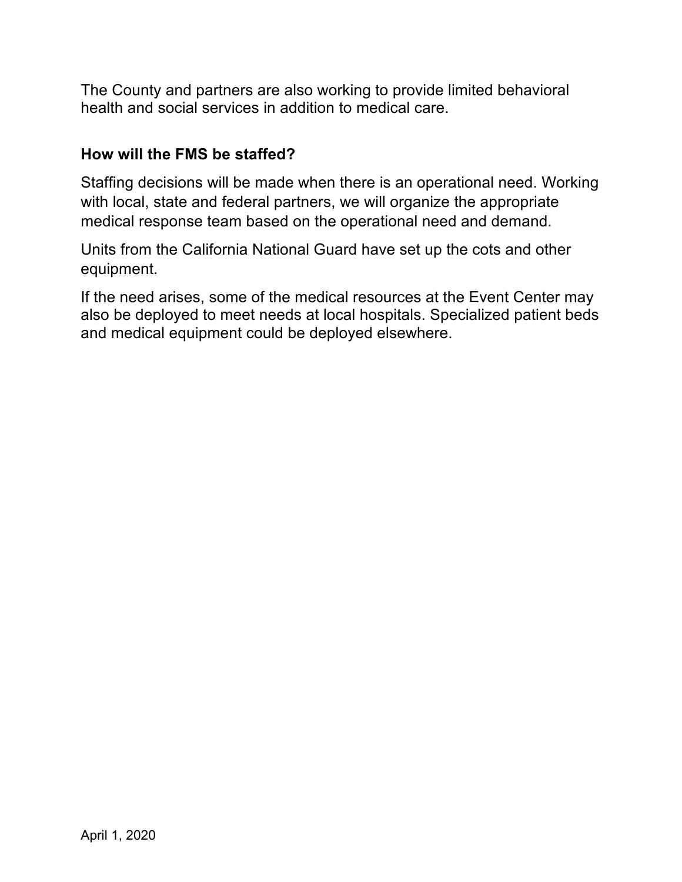The County and partners are also working to provide limited behavioral health and social services in addition to medical care.

**How will the FMS be staffed?**

Staffing decisions will be made when there is an operational need. Working with local, state and federal partners, we will organize the appropriate medical response team based on the operational need and demand.

Units from the California National Guard have set up the cots and other equipment.

If the need arises, some of the medical resources at the Event Center may also be deployed to meet needs at local hospitals. Specialized patient beds and medical equipment could be deployed elsewhere.

April 1, 2020